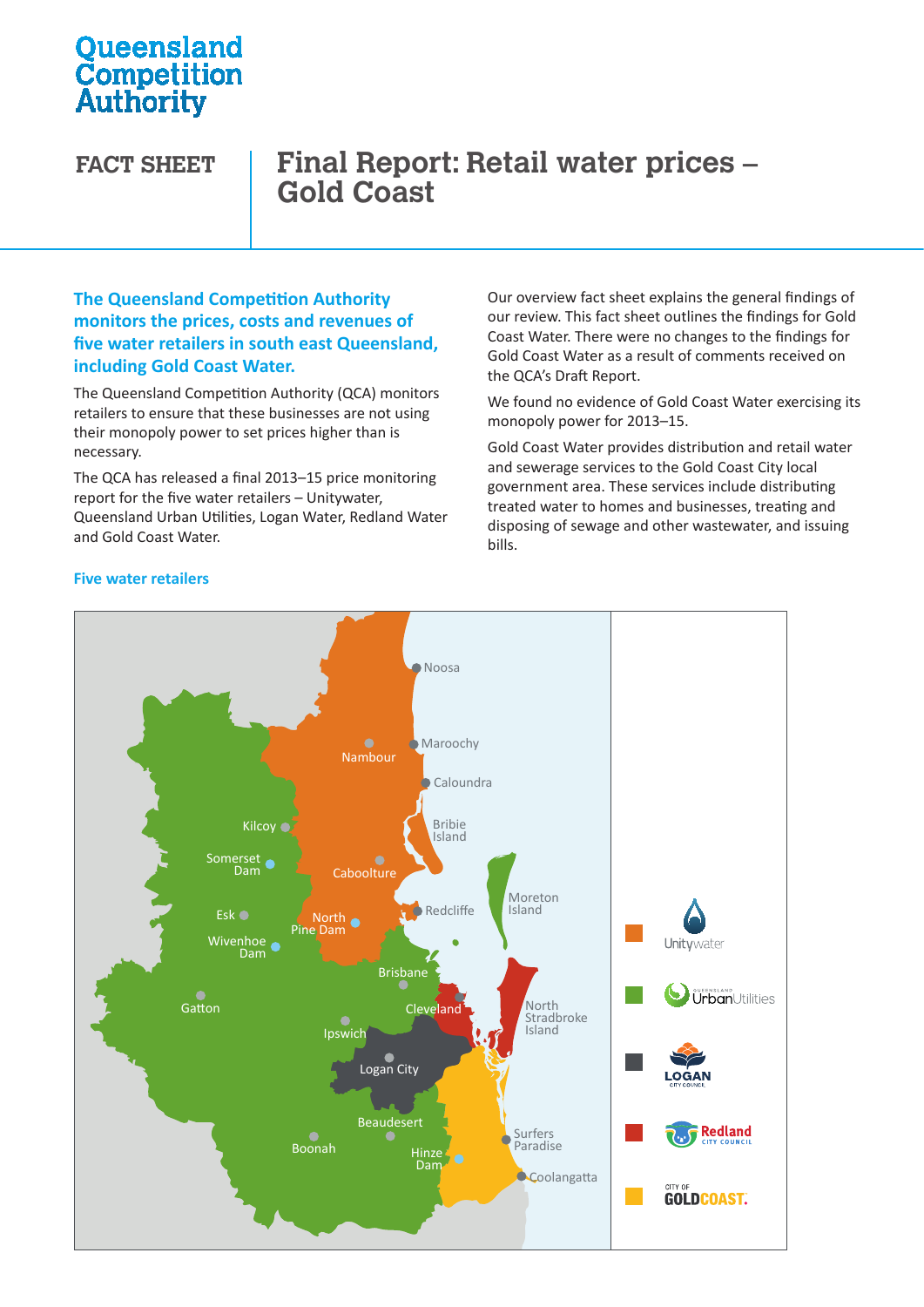Queensland Competition Authority

# FACT SHEET

# Final Report: Retail water prices – Gold Coast

**The Queensland Competition Authority monitors the prices, costs and revenues of five water retailers in south east Queensland, including Gold Coast Water.**

The Queensland Competition Authority (QCA) monitors retailers to ensure that these businesses are not using their monopoly power to set prices higher than is necessary.

The QCA has released a final 2013–15 price monitoring report for the five water retailers – Unitywater, Queensland Urban Utilities, Logan Water, Redland Water and Gold Coast Water.

Our overview fact sheet explains the general findings of our review. This fact sheet outlines the findings for Gold Coast Water. There were no changes to the findings for Gold Coast Water as a result of comments received on the QCA's Draft Report.

We found no evidence of Gold Coast Water exercising its monopoly power for 2013–15.

Gold Coast Water provides distribution and retail water and sewerage services to the Gold Coast City local government area. These services include distributing treated water to homes and businesses, treating and disposing of sewage and other wastewater, and issuing bills.

## Five water retailers

Map legend: Unitywater; Queensland Urban Utilities; Logan City Council; Redland City Council; City of Gold Coast.

Map labels: Noosa, Maroochy, Nambour, Caloundra, Bribie Island, Kilcoy, Somerset Dam, Caboolture, Moreton Island, Esk, North Pine Dam, Redcliffe, Wivenhoe Dam, Brisbane, Gatton, Cleveland, North Stradbroke Island, Ipswich, Logan City, Beaudesert, Surfers Paradise, Boonah, Hinze Dam, Coolangatta.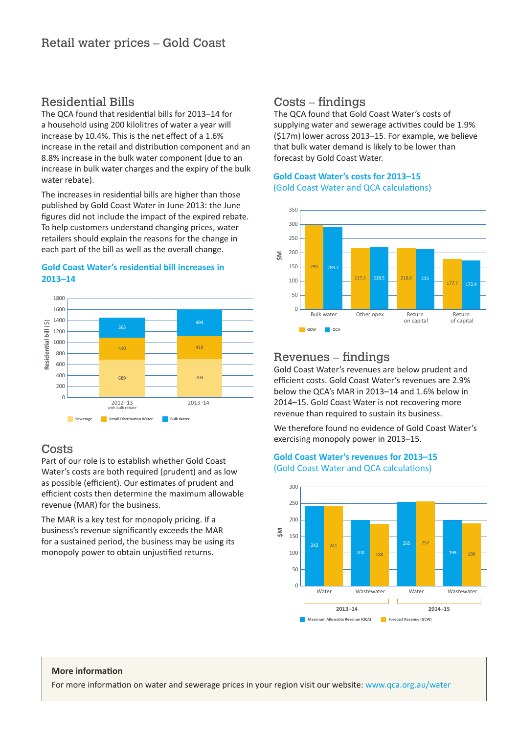# Retail water prices – Gold Coast

## Residential Bills

The QCA found that residential bills for 2013–14 for a household using 200 kilolitres of water a year will increase by 10.4%. This is the net effect of a 1.6% increase in the retail and distribution component and an 8.8% increase in the bulk water component (due to an increase in bulk water charges and the expiry of the bulk water rebate).

The increases in residential bills are higher than those published by Gold Coast Water in June 2013: the June figures did not include the impact of the expired rebate. To help customers understand changing prices, water retailers should explain the reasons for the change in each part of the bill as well as the overall change.

### Gold Coast Water's residential bill increases in 2013–14

Residential bill ($)

1800
1600
1400
1200
1000
800
600
400
200
0

2012–13 with bulk rebate: 689, 410, 365
2013–14: 703, 419, 494

Sewerage | Retail Distribution Water | Bulk Water

## Costs

Part of our role is to establish whether Gold Coast Water's costs are both required (prudent) and as low as possible (efficient). Our estimates of prudent and efficient costs then determine the maximum allowable revenue (MAR) for the business.

The MAR is a key test for monopoly pricing. If a business's revenue significantly exceeds the MAR for a sustained period, the business may be using its monopoly power to obtain unjustified returns.

## Costs – findings

The QCA found that Gold Coast Water's costs of supplying water and sewerage activities could be 1.9% ($17m) lower across 2013–15. For example, we believe that bulk water demand is likely to be lower than forecast by Gold Coast Water.

### Gold Coast Water's costs for 2013–15
(Gold Coast Water and QCA calculations)

$M

350
300
250
200
150
100
50
0

Bulk water: 299, 289.7
Other opex: 217.3, 218.5
Return on capital: 218.6, 215
Return of capital: 177.7, 172.4

GCW | QCA

## Revenues – findings

Gold Coast Water's revenues are below prudent and efficient costs. Gold Coast Water's revenues are 2.9% below the QCA's MAR in 2013–14 and 1.6% below in 2014–15. Gold Coast Water is not recovering more revenue than required to sustain its business.

We therefore found no evidence of Gold Coast Water's exercising monopoly power in 2013–15.

### Gold Coast Water's revenues for 2013–15
(Gold Coast Water and QCA calculations)

$M

300
250
200
150
100
50
0

2013–14
Water: 242, 241
Wastewater: 200, 188

2014–15
Water: 255, 257
Wastewater: 199, 190

Maximum Allowable Revenue (QCA) | Forecast Revenue (GCW)

**More information**

For more information on water and sewerage prices in your region visit our website: www.qca.org.au/water